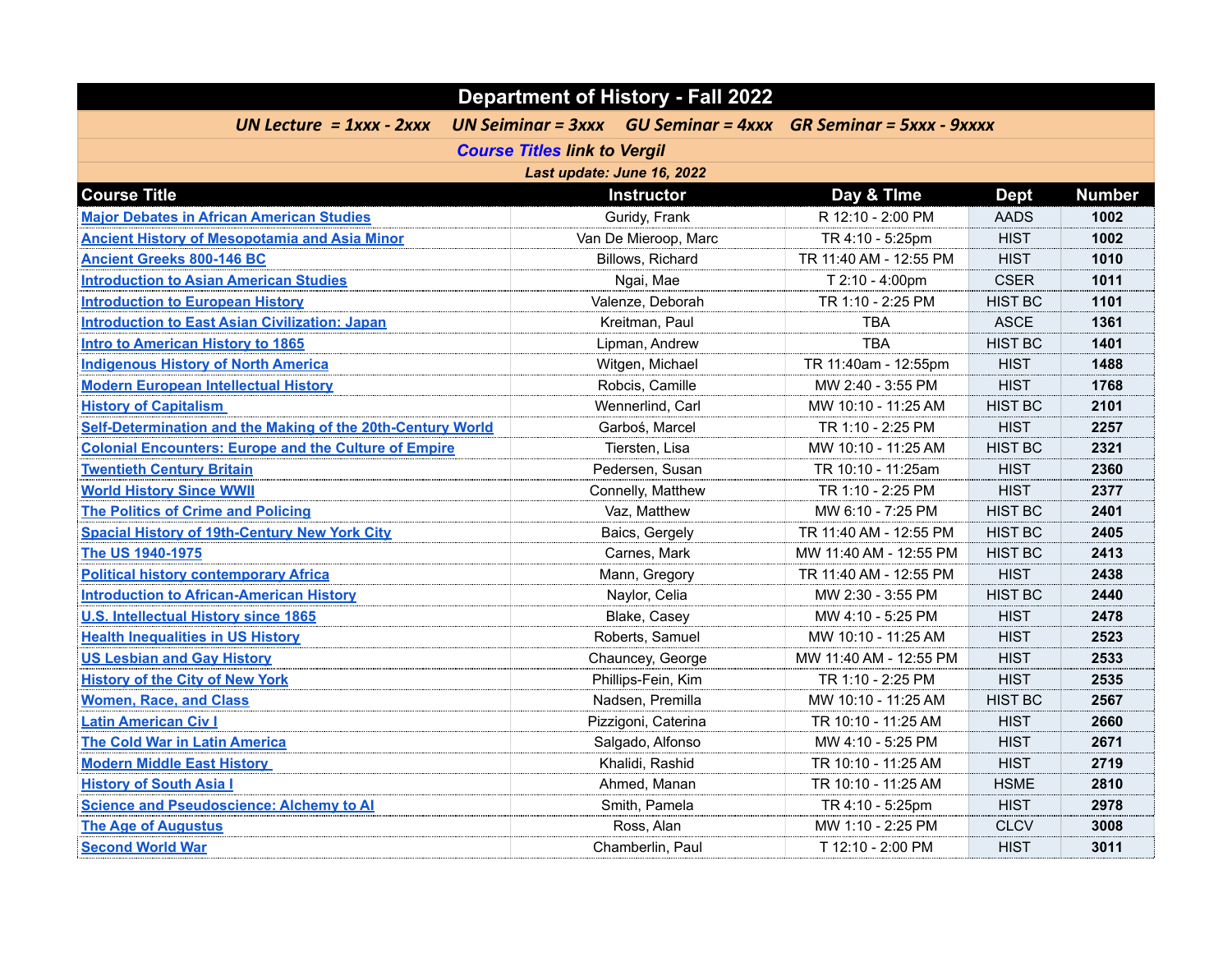# Department of History - Fall 2022

***UN Lecture = 1xxx - 2xxx UN Seminar = 3xxx GU Seminar = 4xxx GR Seminar = 5xxx - 9xxxx***

***Course Titles link to Vergil***

***Last update: June 16, 2022***

| Course Title | Instructor | Day & TIme | Dept | Number |
|---|---|---|---|---|
| Major Debates in African American Studies | Guridy, Frank | R 12:10 - 2:00 PM | AADS | **1002** |
| Ancient History of Mesopotamia and Asia Minor | Van De Mieroop, Marc | TR 4:10 - 5:25pm | HIST | **1002** |
| Ancient Greeks 800-146 BC | Billows, Richard | TR 11:40 AM - 12:55 PM | HIST | **1010** |
| Introduction to Asian American Studies | Ngai, Mae | T 2:10 - 4:00pm | CSER | **1011** |
| Introduction to European History | Valenze, Deborah | TR 1:10 - 2:25 PM | HIST BC | **1101** |
| Introduction to East Asian Civilization: Japan | Kreitman, Paul | TBA | ASCE | **1361** |
| Intro to American History to 1865 | Lipman, Andrew | TBA | HIST BC | **1401** |
| Indigenous History of North America | Witgen, Michael | TR 11:40am - 12:55pm | HIST | **1488** |
| Modern European Intellectual History | Robcis, Camille | MW 2:40 - 3:55 PM | HIST | **1768** |
| History of Capitalism | Wennerlind, Carl | MW 10:10 - 11:25 AM | HIST BC | **2101** |
| Self-Determination and the Making of the 20th-Century World | Garboś, Marcel | TR 1:10 - 2:25 PM | HIST | **2257** |
| Colonial Encounters: Europe and the Culture of Empire | Tiersten, Lisa | MW 10:10 - 11:25 AM | HIST BC | **2321** |
| Twentieth Century Britain | Pedersen, Susan | TR 10:10 - 11:25am | HIST | **2360** |
| World History Since WWII | Connelly, Matthew | TR 1:10 - 2:25 PM | HIST | **2377** |
| The Politics of Crime and Policing | Vaz, Matthew | MW 6:10 - 7:25 PM | HIST BC | **2401** |
| Spacial History of 19th-Century New York City | Baics, Gergely | TR 11:40 AM - 12:55 PM | HIST BC | **2405** |
| The US 1940-1975 | Carnes, Mark | MW 11:40 AM - 12:55 PM | HIST BC | **2413** |
| Political history contemporary Africa | Mann, Gregory | TR 11:40 AM - 12:55 PM | HIST | **2438** |
| Introduction to African-American History | Naylor, Celia | MW 2:30 - 3:55 PM | HIST BC | **2440** |
| U.S. Intellectual History since 1865 | Blake, Casey | MW 4:10 - 5:25 PM | HIST | **2478** |
| Health Inequalities in US History | Roberts, Samuel | MW 10:10 - 11:25 AM | HIST | **2523** |
| US Lesbian and Gay History | Chauncey, George | MW 11:40 AM - 12:55 PM | HIST | **2533** |
| History of the City of New York | Phillips-Fein, Kim | TR 1:10 - 2:25 PM | HIST | **2535** |
| Women, Race, and Class | Nadsen, Premilla | MW 10:10 - 11:25 AM | HIST BC | **2567** |
| Latin American Civ I | Pizzigoni, Caterina | TR 10:10 - 11:25 AM | HIST | **2660** |
| The Cold War in Latin America | Salgado, Alfonso | MW 4:10 - 5:25 PM | HIST | **2671** |
| Modern Middle East History | Khalidi, Rashid | TR 10:10 - 11:25 AM | HIST | **2719** |
| History of South Asia I | Ahmed, Manan | TR 10:10 - 11:25 AM | HSME | **2810** |
| Science and Pseudoscience: Alchemy to AI | Smith, Pamela | TR 4:10 - 5:25pm | HIST | **2978** |
| The Age of Augustus | Ross, Alan | MW 1:10 - 2:25 PM | CLCV | **3008** |
| Second World War | Chamberlin, Paul | T 12:10 - 2:00 PM | HIST | **3011** |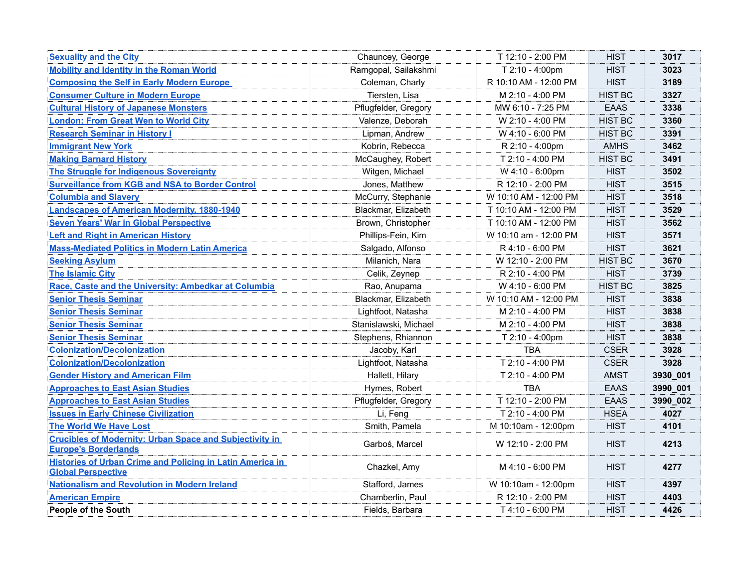| Sexuality and the City | Chauncey, George | T 12:10 - 2:00 PM | HIST | 3017 |
|---|---|---|---|---|
| Mobility and Identity in the Roman World | Ramgopal, Sailakshmi | T 2:10 - 4:00pm | HIST | 3023 |
| Composing the Self in Early Modern Europe | Coleman, Charly | R 10:10 AM - 12:00 PM | HIST | 3189 |
| Consumer Culture in Modern Europe | Tiersten, Lisa | M 2:10 - 4:00 PM | HIST BC | 3327 |
| Cultural History of Japanese Monsters | Pflugfelder, Gregory | MW 6:10 - 7:25 PM | EAAS | 3338 |
| London: From Great Wen to World City | Valenze, Deborah | W 2:10 - 4:00 PM | HIST BC | 3360 |
| Research Seminar in History I | Lipman, Andrew | W 4:10 - 6:00 PM | HIST BC | 3391 |
| Immigrant New York | Kobrin, Rebecca | R 2:10 - 4:00pm | AMHS | 3462 |
| Making Barnard History | McCaughey, Robert | T 2:10 - 4:00 PM | HIST BC | 3491 |
| The Struggle for Indigenous Sovereignty | Witgen, Michael | W 4:10 - 6:00pm | HIST | 3502 |
| Surveillance from KGB and NSA to Border Control | Jones, Matthew | R 12:10 - 2:00 PM | HIST | 3515 |
| Columbia and Slavery | McCurry, Stephanie | W 10:10 AM - 12:00 PM | HIST | 3518 |
| Landscapes of American Modernity, 1880-1940 | Blackmar, Elizabeth | T 10:10 AM - 12:00 PM | HIST | 3529 |
| Seven Years' War in Global Perspective | Brown, Christopher | T 10:10 AM - 12:00 PM | HIST | 3562 |
| Left and Right in American History | Phillips-Fein, Kim | W 10:10 am - 12:00 PM | HIST | 3571 |
| Mass-Mediated Politics in Modern Latin America | Salgado, Alfonso | R 4:10 - 6:00 PM | HIST | 3621 |
| Seeking Asylum | Milanich, Nara | W 12:10 - 2:00 PM | HIST BC | 3670 |
| The Islamic City | Celik, Zeynep | R 2:10 - 4:00 PM | HIST | 3739 |
| Race, Caste and the University: Ambedkar at Columbia | Rao, Anupama | W 4:10 - 6:00 PM | HIST BC | 3825 |
| Senior Thesis Seminar | Blackmar, Elizabeth | W 10:10 AM - 12:00 PM | HIST | 3838 |
| Senior Thesis Seminar | Lightfoot, Natasha | M 2:10 - 4:00 PM | HIST | 3838 |
| Senior Thesis Seminar | Stanislawski, Michael | M 2:10 - 4:00 PM | HIST | 3838 |
| Senior Thesis Seminar | Stephens, Rhiannon | T 2:10 - 4:00pm | HIST | 3838 |
| Colonization/Decolonization | Jacoby, Karl | TBA | CSER | 3928 |
| Colonization/Decolonization | Lightfoot, Natasha | T 2:10 - 4:00 PM | CSER | 3928 |
| Gender History and American Film | Hallett, Hilary | T 2:10 - 4:00 PM | AMST | 3930_001 |
| Approaches to East Asian Studies | Hymes, Robert | TBA | EAAS | 3990_001 |
| Approaches to East Asian Studies | Pflugfelder, Gregory | T 12:10 - 2:00 PM | EAAS | 3990_002 |
| Issues in Early Chinese Civilization | Li, Feng | T 2:10 - 4:00 PM | HSEA | 4027 |
| The World We Have Lost | Smith, Pamela | M 10:10am - 12:00pm | HIST | 4101 |
| Crucibles of Modernity: Urban Space and Subjectivity in Europe's Borderlands | Garboś, Marcel | W 12:10 - 2:00 PM | HIST | 4213 |
| Histories of Urban Crime and Policing in Latin America in Global Perspective | Chazkel, Amy | M 4:10 - 6:00 PM | HIST | 4277 |
| Nationalism and Revolution in Modern Ireland | Stafford, James | W 10:10am - 12:00pm | HIST | 4397 |
| American Empire | Chamberlin, Paul | R 12:10 - 2:00 PM | HIST | 4403 |
| **People of the South** | Fields, Barbara | T 4:10 - 6:00 PM | HIST | 4426 |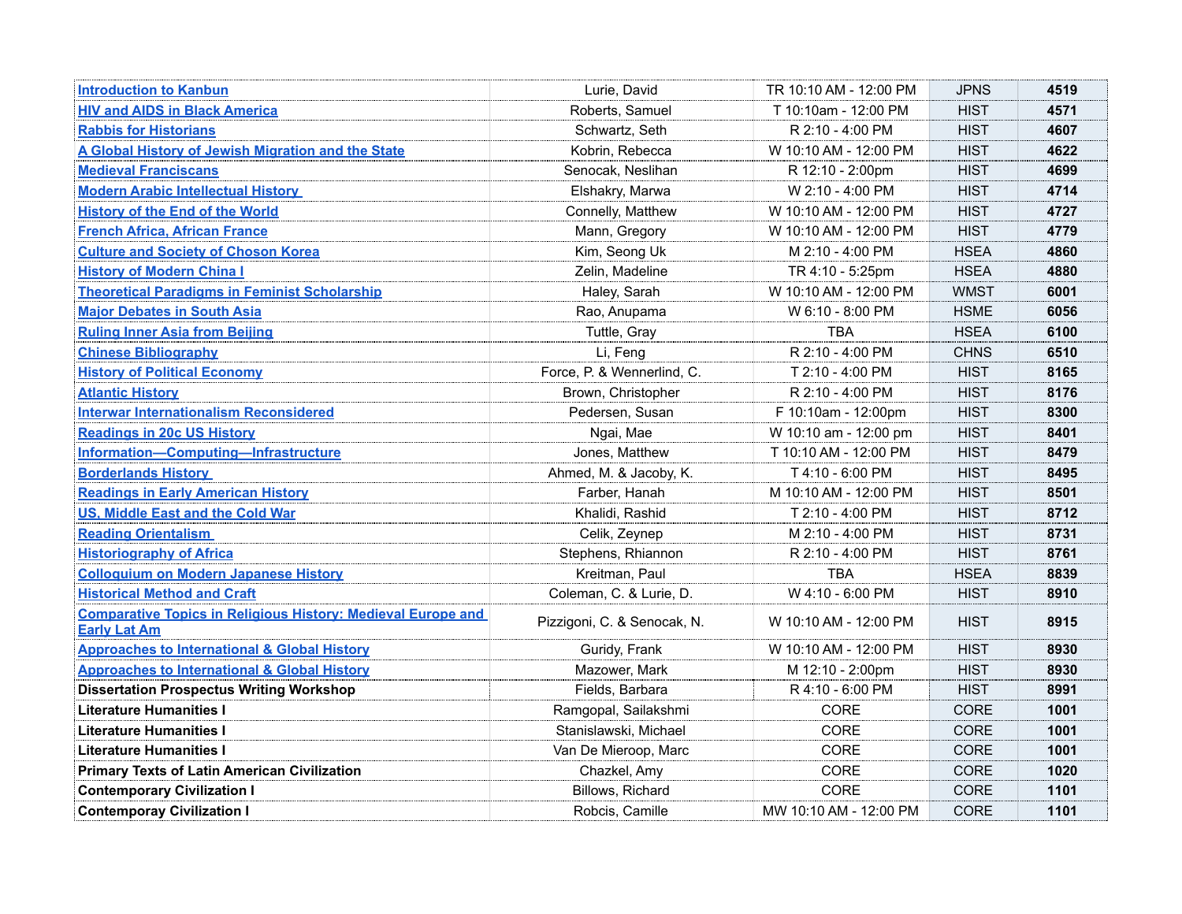| Introduction to Kanbun | Lurie, David | TR 10:10 AM - 12:00 PM | JPNS | 4519 |
|---|---|---|---|---|
| HIV and AIDS in Black America | Roberts, Samuel | T 10:10am - 12:00 PM | HIST | 4571 |
| Rabbis for Historians | Schwartz, Seth | R 2:10 - 4:00 PM | HIST | 4607 |
| A Global History of Jewish Migration and the State | Kobrin, Rebecca | W 10:10 AM - 12:00 PM | HIST | 4622 |
| Medieval Franciscans | Senocak, Neslihan | R 12:10 - 2:00pm | HIST | 4699 |
| Modern Arabic Intellectual History | Elshakry, Marwa | W 2:10 - 4:00 PM | HIST | 4714 |
| History of the End of the World | Connelly, Matthew | W 10:10 AM - 12:00 PM | HIST | 4727 |
| French Africa, African France | Mann, Gregory | W 10:10 AM - 12:00 PM | HIST | 4779 |
| Culture and Society of Choson Korea | Kim, Seong Uk | M 2:10 - 4:00 PM | HSEA | 4860 |
| History of Modern China I | Zelin, Madeline | TR 4:10 - 5:25pm | HSEA | 4880 |
| Theoretical Paradigms in Feminist Scholarship | Haley, Sarah | W 10:10 AM - 12:00 PM | WMST | 6001 |
| Major Debates in South Asia | Rao, Anupama | W 6:10 - 8:00 PM | HSME | 6056 |
| Ruling Inner Asia from Beijing | Tuttle, Gray | TBA | HSEA | 6100 |
| Chinese Bibliography | Li, Feng | R 2:10 - 4:00 PM | CHNS | 6510 |
| History of Political Economy | Force, P. & Wennerlind, C. | T 2:10 - 4:00 PM | HIST | 8165 |
| Atlantic History | Brown, Christopher | R 2:10 - 4:00 PM | HIST | 8176 |
| Interwar Internationalism Reconsidered | Pedersen, Susan | F 10:10am - 12:00pm | HIST | 8300 |
| Readings in 20c US History | Ngai, Mae | W 10:10 am - 12:00 pm | HIST | 8401 |
| Information—Computing—Infrastructure | Jones, Matthew | T 10:10 AM - 12:00 PM | HIST | 8479 |
| Borderlands History | Ahmed, M. & Jacoby, K. | T 4:10 - 6:00 PM | HIST | 8495 |
| Readings in Early American History | Farber, Hanah | M 10:10 AM - 12:00 PM | HIST | 8501 |
| US, Middle East and the Cold War | Khalidi, Rashid | T 2:10 - 4:00 PM | HIST | 8712 |
| Reading Orientalism | Celik, Zeynep | M 2:10 - 4:00 PM | HIST | 8731 |
| Historiography of Africa | Stephens, Rhiannon | R 2:10 - 4:00 PM | HIST | 8761 |
| Colloquium on Modern Japanese History | Kreitman, Paul | TBA | HSEA | 8839 |
| Historical Method and Craft | Coleman, C. & Lurie, D. | W 4:10 - 6:00 PM | HIST | 8910 |
| Comparative Topics in Religious History: Medieval Europe and Early Lat Am | Pizzigoni, C. & Senocak, N. | W 10:10 AM - 12:00 PM | HIST | 8915 |
| Approaches to International & Global History | Guridy, Frank | W 10:10 AM - 12:00 PM | HIST | 8930 |
| Approaches to International & Global History | Mazower, Mark | M 12:10 - 2:00pm | HIST | 8930 |
| **Dissertation Prospectus Writing Workshop** | Fields, Barbara | R 4:10 - 6:00 PM | HIST | 8991 |
| **Literature Humanities I** | Ramgopal, Sailakshmi | CORE | CORE | 1001 |
| **Literature Humanities I** | Stanislawski, Michael | CORE | CORE | 1001 |
| **Literature Humanities I** | Van De Mieroop, Marc | CORE | CORE | 1001 |
| **Primary Texts of Latin American Civilization** | Chazkel, Amy | CORE | CORE | 1020 |
| **Contemporary Civilization I** | Billows, Richard | CORE | CORE | 1101 |
| **Contemporay Civilization I** | Robcis, Camille | MW 10:10 AM - 12:00 PM | CORE | 1101 |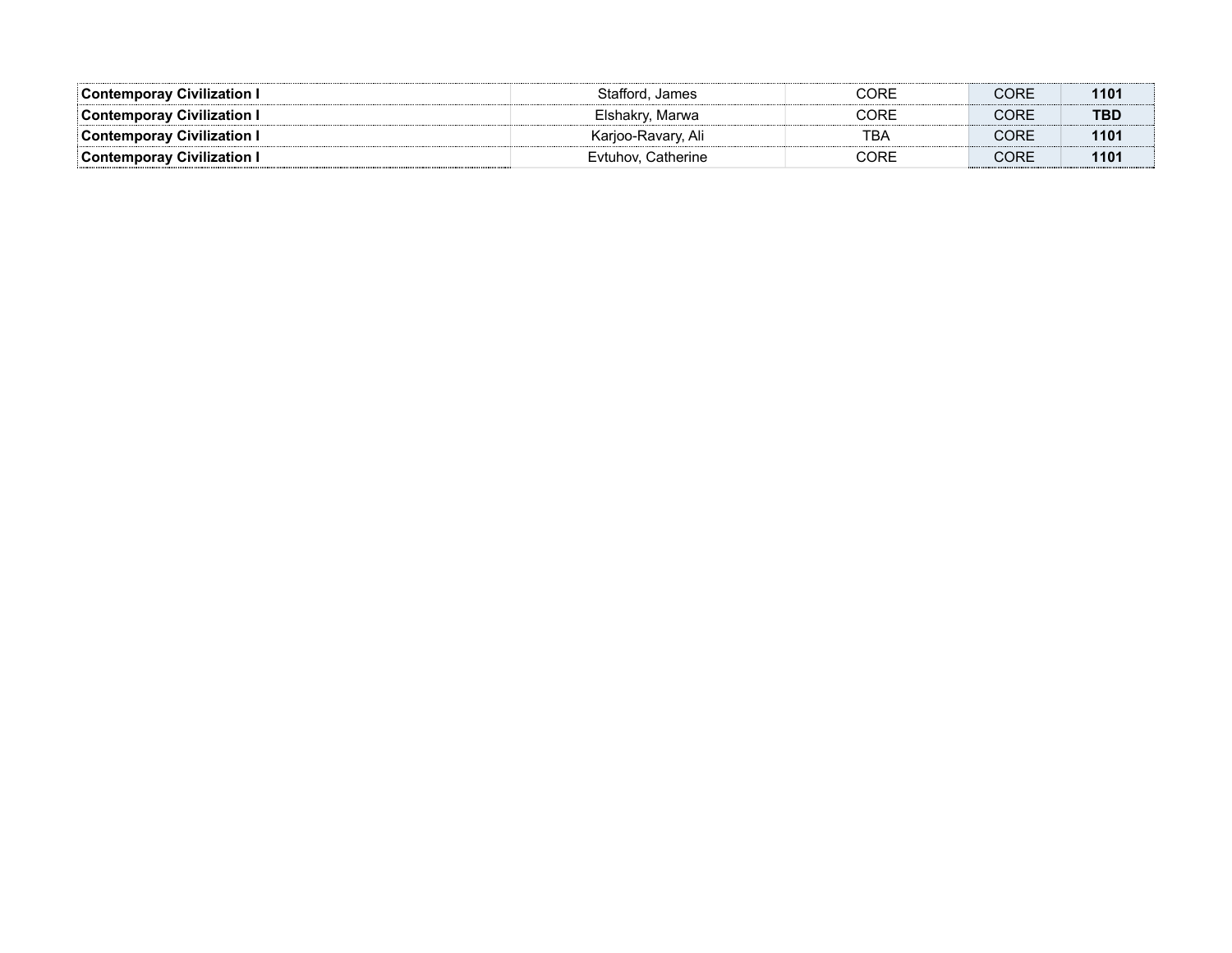| | | | | |
|---|---|---|---|---|
| **Contemporay Civilization I** | Stafford, James | CORE | CORE | **1101** |
| **Contemporay Civilization I** | Elshakry, Marwa | CORE | CORE | **TBD** |
| **Contemporay Civilization I** | Karjoo-Ravary, Ali | TBA | CORE | **1101** |
| **Contemporay Civilization I** | Evtuhov, Catherine | CORE | CORE | **1101** |